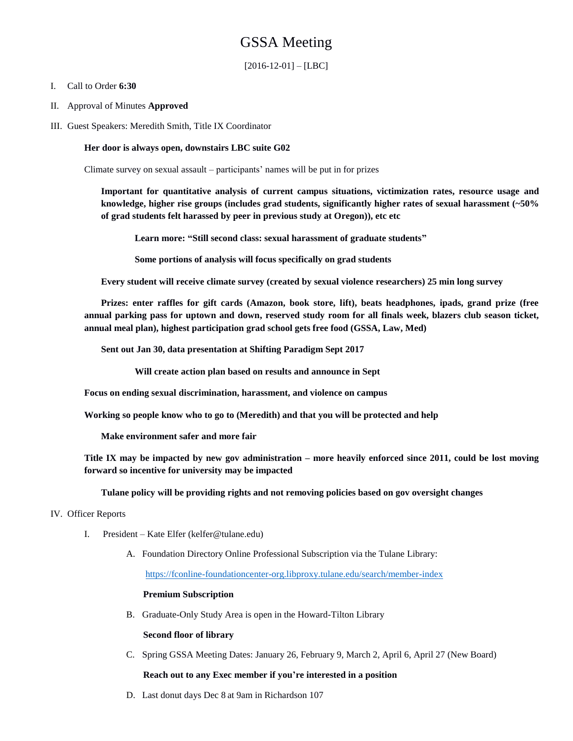# GSSA Meeting

[2016-12-01] – [LBC]

I. Call to Order **6:30**

II. Approval of Minutes **Approved**

III. Guest Speakers: Meredith Smith, Title IX Coordinator

**Her door is always open, downstairs LBC suite G02**

Climate survey on sexual assault – participants' names will be put in for prizes

> **Important for quantitative analysis of current campus situations, victimization rates, resource usage and knowledge, higher rise groups (includes grad students, significantly higher rates of sexual harassment (~50% of grad students felt harassed by peer in previous study at Oregon)), etc etc**
>
> > **Learn more: "Still second class: sexual harassment of graduate students"**
> >
> > **Some portions of analysis will focus specifically on grad students**
>
> **Every student will receive climate survey (created by sexual violence researchers) 25 min long survey**
>
> **Prizes: enter raffles for gift cards (Amazon, book store, lift), beats headphones, ipads, grand prize (free annual parking pass for uptown and down, reserved study room for all finals week, blazers club season ticket, annual meal plan), highest participation grad school gets free food (GSSA, Law, Med)**
>
> **Sent out Jan 30, data presentation at Shifting Paradigm Sept 2017**
>
> > **Will create action plan based on results and announce in Sept**

**Focus on ending sexual discrimination, harassment, and violence on campus**

**Working so people know who to go to (Meredith) and that you will be protected and help**

> **Make environment safer and more fair**

**Title IX may be impacted by new gov administration – more heavily enforced since 2011, could be lost moving forward so incentive for university may be impacted**

> **Tulane policy will be providing rights and not removing policies based on gov oversight changes**

IV. Officer Reports

I. President – Kate Elfer (kelfer@tulane.edu)

A. Foundation Directory Online Professional Subscription via the Tulane Library:

https://fconline-foundationcenter-org.libproxy.tulane.edu/search/member-index

**Premium Subscription**

B. Graduate-Only Study Area is open in the Howard-Tilton Library

**Second floor of library**

C. Spring GSSA Meeting Dates: January 26, February 9, March 2, April 6, April 27 (New Board)

**Reach out to any Exec member if you're interested in a position**

D. Last donut days Dec 8 at 9am in Richardson 107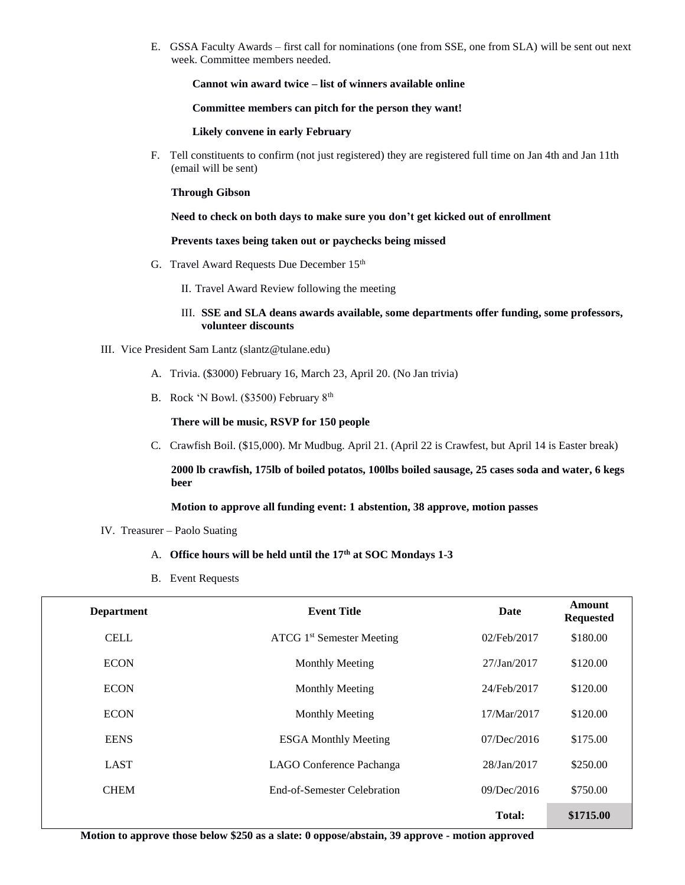E. GSSA Faculty Awards – first call for nominations (one from SSE, one from SLA) will be sent out next week. Committee members needed.

**Cannot win award twice – list of winners available online**

**Committee members can pitch for the person they want!**

**Likely convene in early February**

F. Tell constituents to confirm (not just registered) they are registered full time on Jan 4th and Jan 11th (email will be sent)

**Through Gibson**

**Need to check on both days to make sure you don't get kicked out of enrollment**

**Prevents taxes being taken out or paychecks being missed**

G. Travel Award Requests Due December 15th

II. Travel Award Review following the meeting

III. **SSE and SLA deans awards available, some departments offer funding, some professors, volunteer discounts**

III. Vice President Sam Lantz (slantz@tulane.edu)

A. Trivia. ($3000) February 16, March 23, April 20. (No Jan trivia)

B. Rock 'N Bowl. ($3500) February 8th

**There will be music, RSVP for 150 people**

C. Crawfish Boil. ($15,000). Mr Mudbug. April 21. (April 22 is Crawfest, but April 14 is Easter break)

**2000 lb crawfish, 175lb of boiled potatos, 100lbs boiled sausage, 25 cases soda and water, 6 kegs beer**

**Motion to approve all funding event: 1 abstention, 38 approve, motion passes**

IV. Treasurer – Paolo Suating

A. **Office hours will be held until the 17th at SOC Mondays 1-3**

B. Event Requests

| Department | Event Title | Date | Amount Requested |
|---|---|---|---|
| CELL | ATCG 1st Semester Meeting | 02/Feb/2017 | $180.00 |
| ECON | Monthly Meeting | 27/Jan/2017 | $120.00 |
| ECON | Monthly Meeting | 24/Feb/2017 | $120.00 |
| ECON | Monthly Meeting | 17/Mar/2017 | $120.00 |
| EENS | ESGA Monthly Meeting | 07/Dec/2016 | $175.00 |
| LAST | LAGO Conference Pachanga | 28/Jan/2017 | $250.00 |
| CHEM | End-of-Semester Celebration | 09/Dec/2016 | $750.00 |
| | | **Total:** | **$1715.00** |

**Motion to approve those below $250 as a slate: 0 oppose/abstain, 39 approve - motion approved**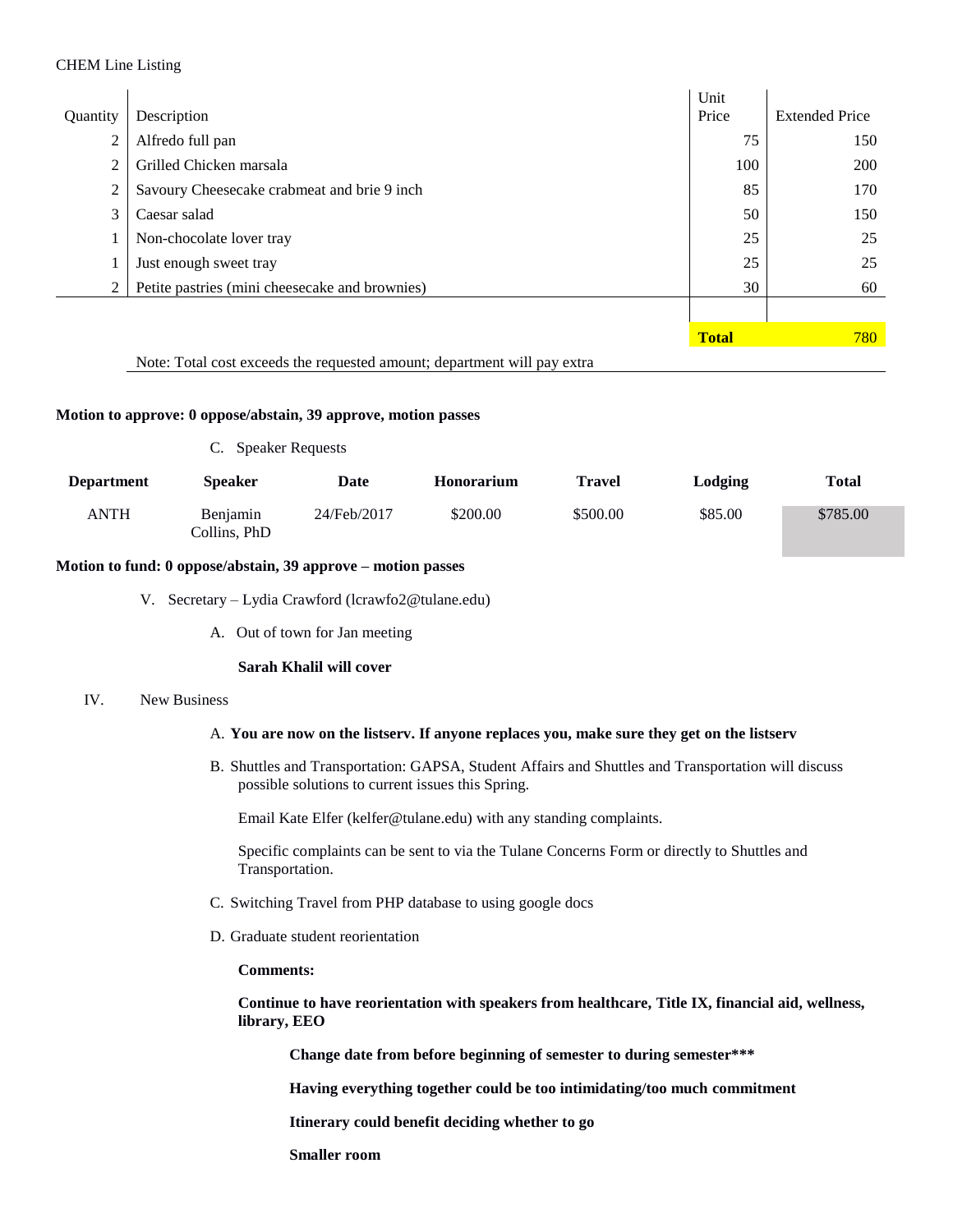CHEM Line Listing

| Quantity | Description | Unit Price | Extended Price |
|---|---|---|---|
| 2 | Alfredo full pan | 75 | 150 |
| 2 | Grilled Chicken marsala | 100 | 200 |
| 2 | Savoury Cheesecake crabmeat and brie 9 inch | 85 | 170 |
| 3 | Caesar salad | 50 | 150 |
| 1 | Non-chocolate lover tray | 25 | 25 |
| 1 | Just enough sweet tray | 25 | 25 |
| 2 | Petite pastries (mini cheesecake and brownies) | 30 | 60 |
| | | | |
| | | **Total** | 780 |

Note: Total cost exceeds the requested amount; department will pay extra

**Motion to approve: 0 oppose/abstain, 39 approve, motion passes**

C. Speaker Requests

| Department | Speaker | Date | Honorarium | Travel | Lodging | Total |
|---|---|---|---|---|---|---|
| ANTH | Benjamin Collins, PhD | 24/Feb/2017 | $200.00 | $500.00 | $85.00 | $785.00 |

**Motion to fund: 0 oppose/abstain, 39 approve – motion passes**

V. Secretary – Lydia Crawford (lcrawfo2@tulane.edu)

A. Out of town for Jan meeting

**Sarah Khalil will cover**

IV. New Business

A. **You are now on the listserv. If anyone replaces you, make sure they get on the listserv**

B. Shuttles and Transportation: GAPSA, Student Affairs and Shuttles and Transportation will discuss possible solutions to current issues this Spring.

Email Kate Elfer (kelfer@tulane.edu) with any standing complaints.

Specific complaints can be sent to via the Tulane Concerns Form or directly to Shuttles and Transportation.

C. Switching Travel from PHP database to using google docs

D. Graduate student reorientation

**Comments:**

**Continue to have reorientation with speakers from healthcare, Title IX, financial aid, wellness, library, EEO**

**Change date from before beginning of semester to during semester*****

**Having everything together could be too intimidating/too much commitment**

**Itinerary could benefit deciding whether to go**

**Smaller room**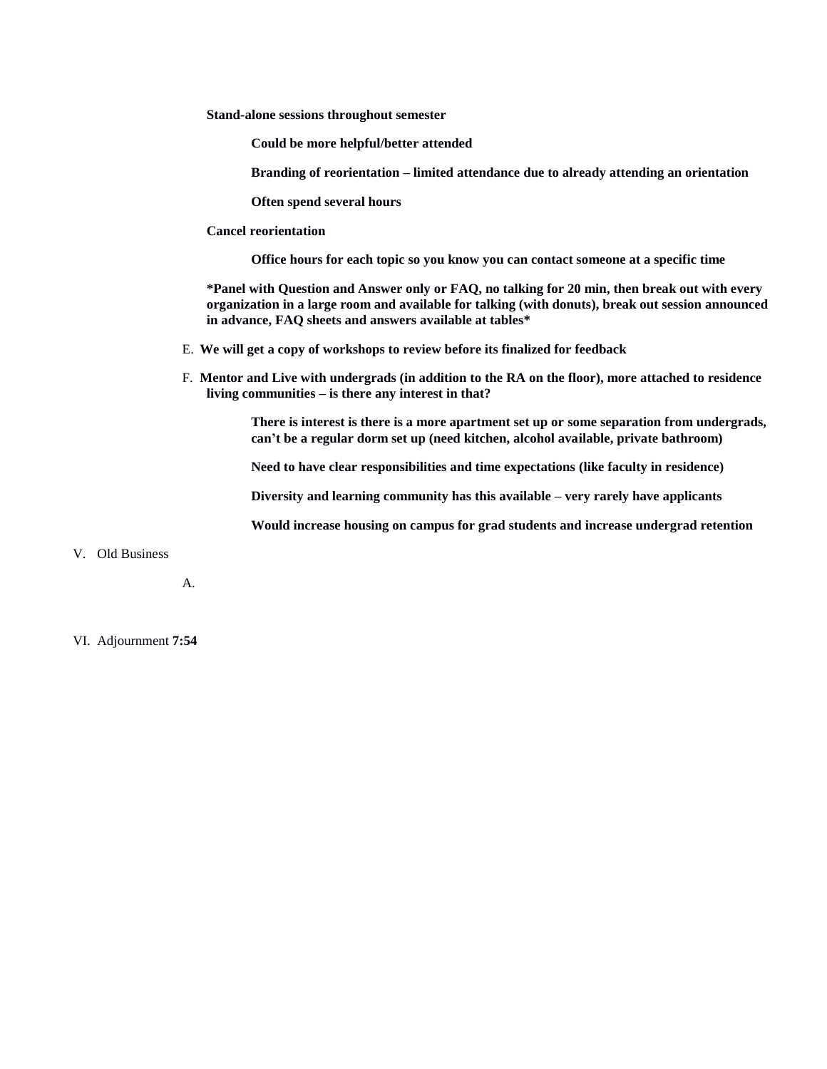**Stand-alone sessions throughout semester**

- **Could be more helpful/better attended**
- **Branding of reorientation – limited attendance due to already attending an orientation**
- **Often spend several hours**

**Cancel reorientation**

- **Office hours for each topic so you know you can contact someone at a specific time**

**\*Panel with Question and Answer only or FAQ, no talking for 20 min, then break out with every organization in a large room and available for talking (with donuts), break out session announced in advance, FAQ sheets and answers available at tables\***

E. **We will get a copy of workshops to review before its finalized for feedback**

F. **Mentor and Live with undergrads (in addition to the RA on the floor), more attached to residence living communities – is there any interest in that?**

- **There is interest is there is a more apartment set up or some separation from undergrads, can't be a regular dorm set up (need kitchen, alcohol available, private bathroom)**
- **Need to have clear responsibilities and time expectations (like faculty in residence)**
- **Diversity and learning community has this available – very rarely have applicants**
- **Would increase housing on campus for grad students and increase undergrad retention**

V. Old Business

A.

VI. Adjournment **7:54**